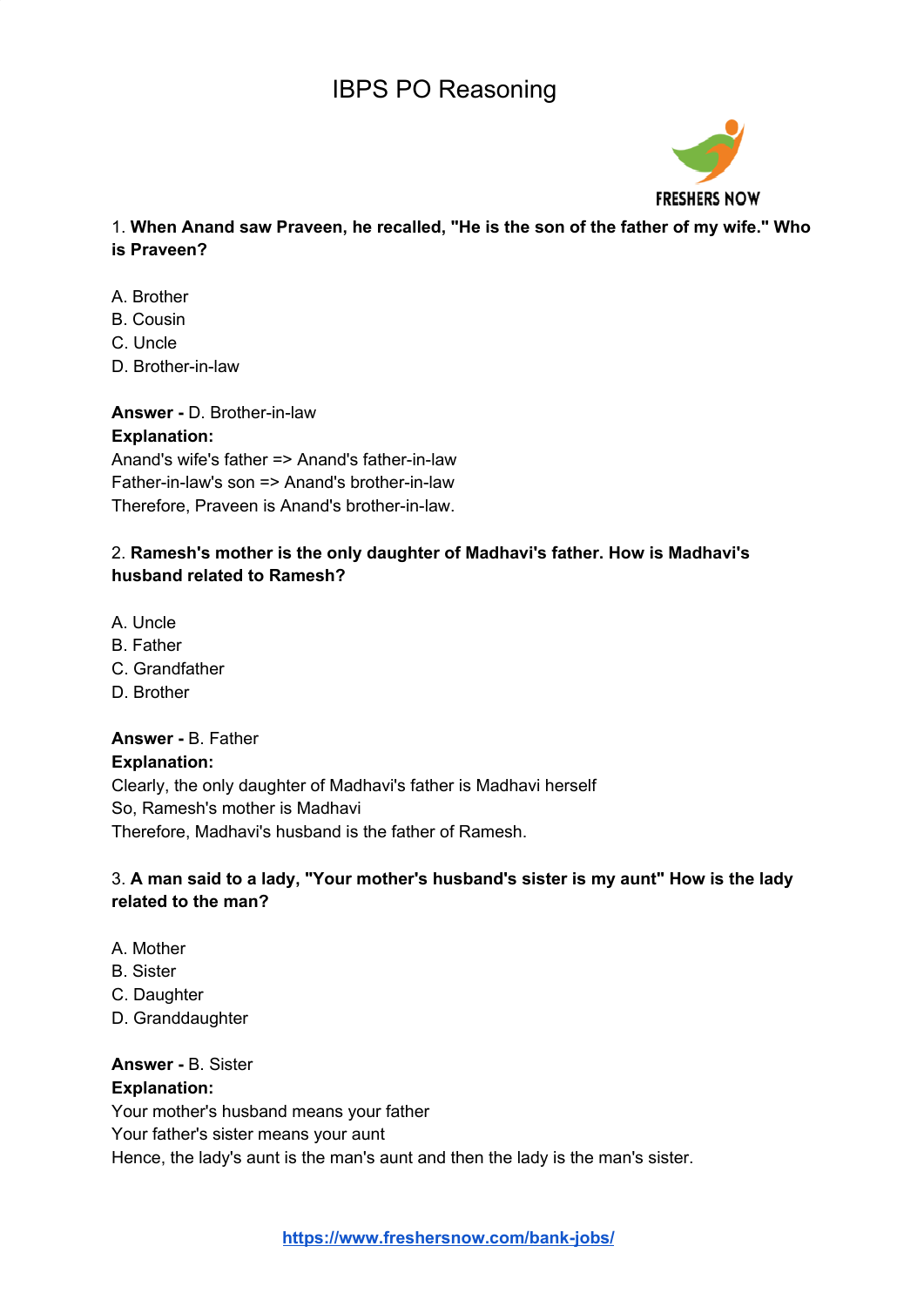# IBPS PO Reasoning

FRESHERS NOW

1. **When Anand saw Praveen, he recalled, "He is the son of the father of my wife." Who is Praveen?**

A. Brother
B. Cousin
C. Uncle
D. Brother-in-law

**Answer -** D. Brother-in-law
**Explanation:**
Anand's wife's father => Anand's father-in-law
Father-in-law's son => Anand's brother-in-law
Therefore, Praveen is Anand's brother-in-law.

2. **Ramesh's mother is the only daughter of Madhavi's father. How is Madhavi's husband related to Ramesh?**

A. Uncle
B. Father
C. Grandfather
D. Brother

**Answer -** B. Father
**Explanation:**
Clearly, the only daughter of Madhavi's father is Madhavi herself
So, Ramesh's mother is Madhavi
Therefore, Madhavi's husband is the father of Ramesh.

3. **A man said to a lady, "Your mother's husband's sister is my aunt" How is the lady related to the man?**

A. Mother
B. Sister
C. Daughter
D. Granddaughter

**Answer -** B. Sister
**Explanation:**
Your mother's husband means your father
Your father's sister means your aunt
Hence, the lady's aunt is the man's aunt and then the lady is the man's sister.

https://www.freshersnow.com/bank-jobs/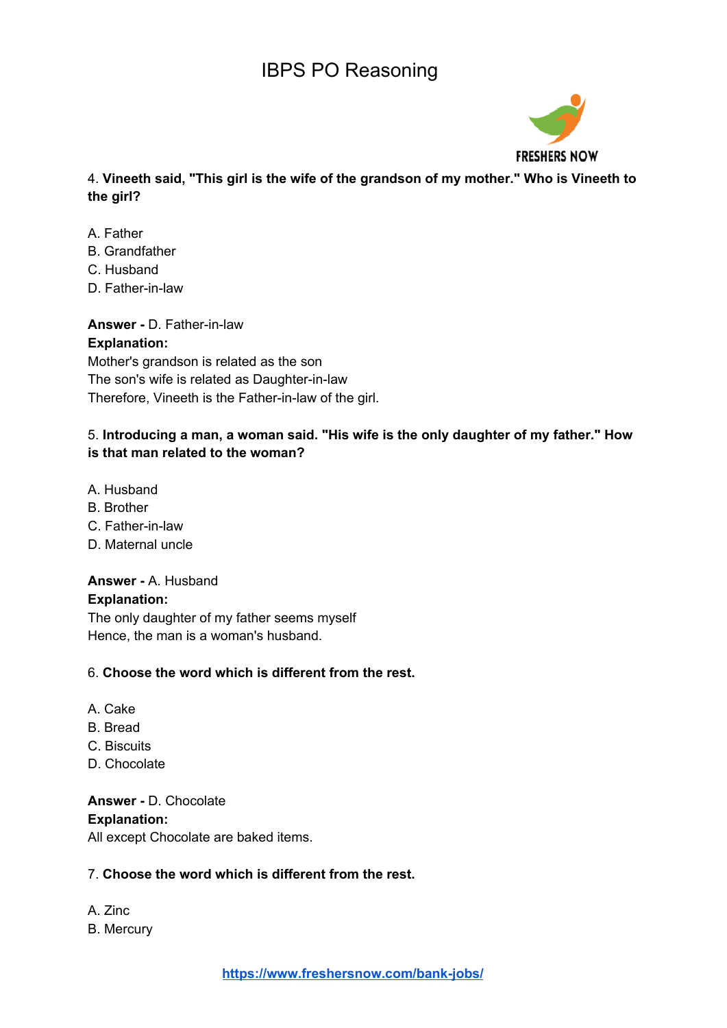4. **Vineeth said, "This girl is the wife of the grandson of my mother." Who is Vineeth to the girl?**

A. Father
B. Grandfather
C. Husband
D. Father-in-law

**Answer -** D. Father-in-law
**Explanation:**
Mother's grandson is related as the son
The son's wife is related as Daughter-in-law
Therefore, Vineeth is the Father-in-law of the girl.

5. **Introducing a man, a woman said. "His wife is the only daughter of my father." How is that man related to the woman?**

A. Husband
B. Brother
C. Father-in-law
D. Maternal uncle

**Answer -** A. Husband
**Explanation:**
The only daughter of my father seems myself
Hence, the man is a woman's husband.

6. **Choose the word which is different from the rest.**

A. Cake
B. Bread
C. Biscuits
D. Chocolate

**Answer -** D. Chocolate
**Explanation:**
All except Chocolate are baked items.

7. **Choose the word which is different from the rest.**

A. Zinc
B. Mercury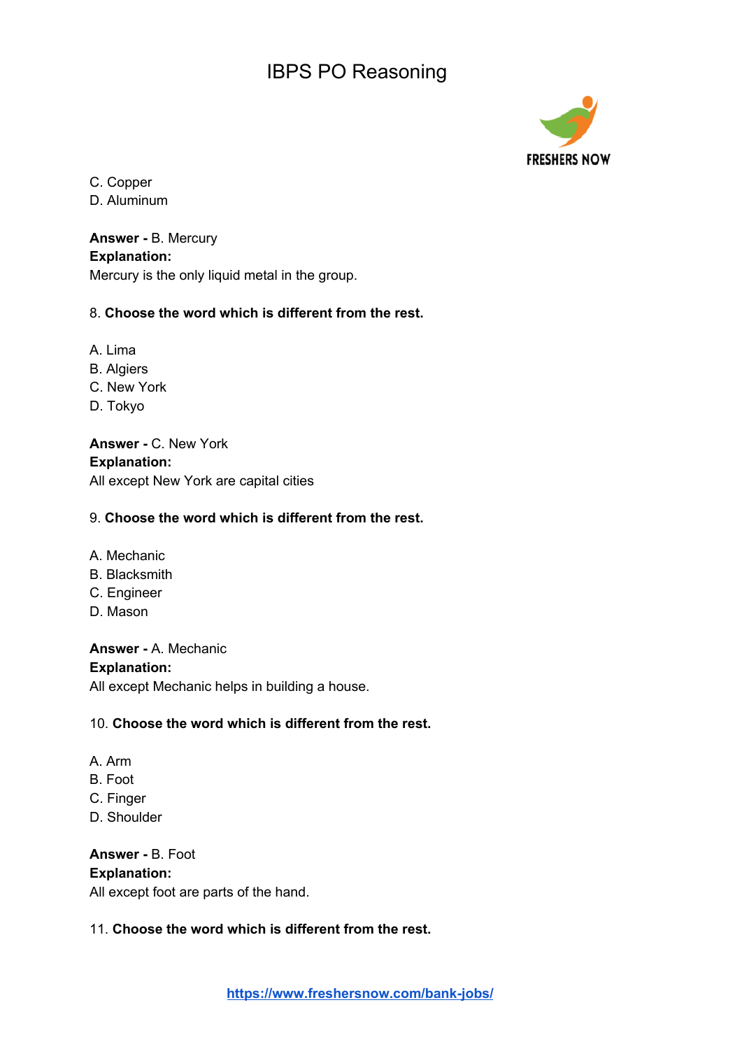C. Copper
D. Aluminum

**Answer -** B. Mercury
**Explanation:**
Mercury is the only liquid metal in the group.

8. **Choose the word which is different from the rest.**

A. Lima
B. Algiers
C. New York
D. Tokyo

**Answer -** C. New York
**Explanation:**
All except New York are capital cities

9. **Choose the word which is different from the rest.**

A. Mechanic
B. Blacksmith
C. Engineer
D. Mason

**Answer -** A. Mechanic
**Explanation:**
All except Mechanic helps in building a house.

10. **Choose the word which is different from the rest.**

A. Arm
B. Foot
C. Finger
D. Shoulder

**Answer -** B. Foot
**Explanation:**
All except foot are parts of the hand.

11. **Choose the word which is different from the rest.**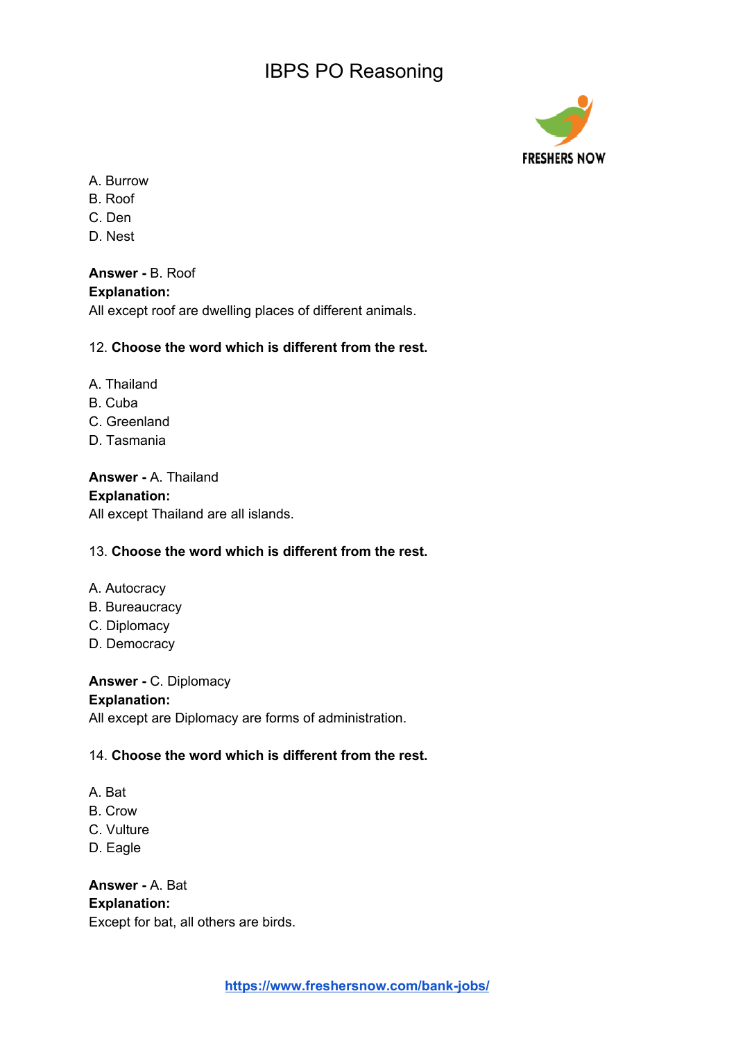A. Burrow
B. Roof
C. Den
D. Nest

**Answer -** B. Roof
**Explanation:**
All except roof are dwelling places of different animals.

12. **Choose the word which is different from the rest.**

A. Thailand
B. Cuba
C. Greenland
D. Tasmania

**Answer -** A. Thailand
**Explanation:**
All except Thailand are all islands.

13. **Choose the word which is different from the rest.**

A. Autocracy
B. Bureaucracy
C. Diplomacy
D. Democracy

**Answer -** C. Diplomacy
**Explanation:**
All except are Diplomacy are forms of administration.

14. **Choose the word which is different from the rest.**

A. Bat
B. Crow
C. Vulture
D. Eagle

**Answer -** A. Bat
**Explanation:**
Except for bat, all others are birds.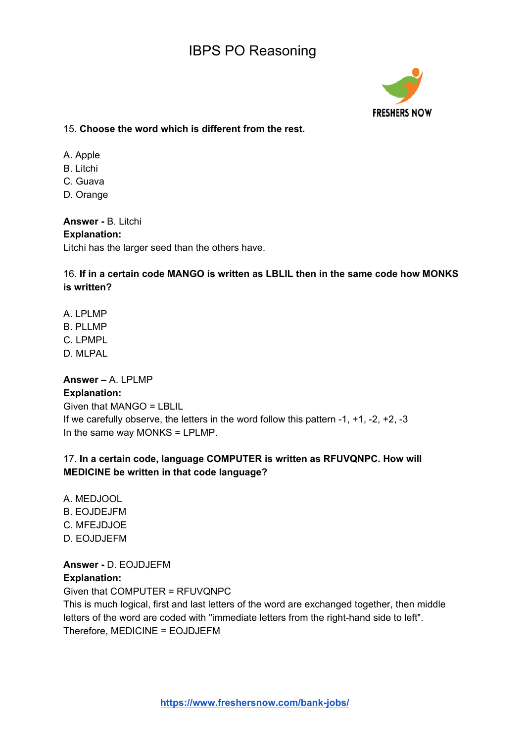15. **Choose the word which is different from the rest.**

A. Apple
B. Litchi
C. Guava
D. Orange

**Answer -** B. Litchi
**Explanation:**
Litchi has the larger seed than the others have.

16. **If in a certain code MANGO is written as LBLIL then in the same code how MONKS is written?**

A. LPLMP
B. PLLMP
C. LPMPL
D. MLPAL

**Answer –** A. LPLMP
**Explanation:**
Given that MANGO = LBLIL
If we carefully observe, the letters in the word follow this pattern -1, +1, -2, +2, -3
In the same way MONKS = LPLMP.

17. **In a certain code, language COMPUTER is written as RFUVQNPC. How will MEDICINE be written in that code language?**

A. MEDJOOL
B. EOJDEJFM
C. MFEJDJOE
D. EOJDJEFM

**Answer -** D. EOJDJEFM
**Explanation:**
Given that COMPUTER = RFUVQNPC
This is much logical, first and last letters of the word are exchanged together, then middle letters of the word are coded with "immediate letters from the right-hand side to left".
Therefore, MEDICINE = EOJDJEFM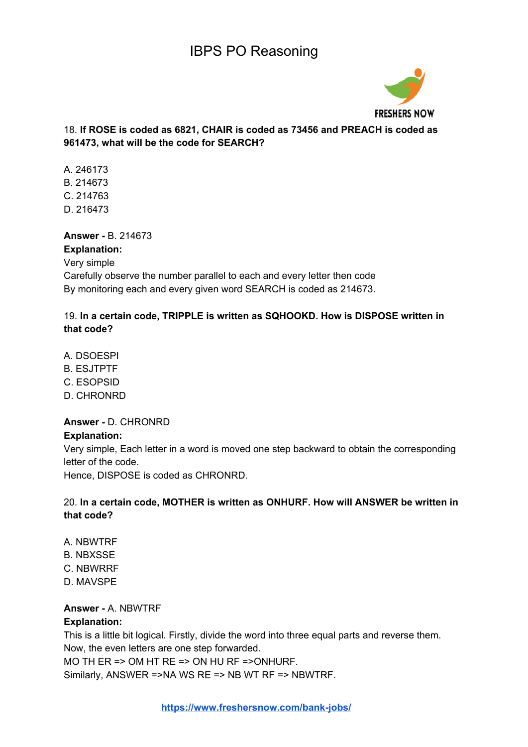18. **If ROSE is coded as 6821, CHAIR is coded as 73456 and PREACH is coded as 961473, what will be the code for SEARCH?**

A. 246173
B. 214673
C. 214763
D. 216473

**Answer -** B. 214673
**Explanation:**
Very simple
Carefully observe the number parallel to each and every letter then code
By monitoring each and every given word SEARCH is coded as 214673.

19. **In a certain code, TRIPPLE is written as SQHOOKD. How is DISPOSE written in that code?**

A. DSOESPI
B. ESJTPTF
C. ESOPSID
D. CHRONRD

**Answer -** D. CHRONRD
**Explanation:**
Very simple, Each letter in a word is moved one step backward to obtain the corresponding letter of the code.
Hence, DISPOSE is coded as CHRONRD.

20. **In a certain code, MOTHER is written as ONHURF. How will ANSWER be written in that code?**

A. NBWTRF
B. NBXSSE
C. NBWRRF
D. MAVSPE

**Answer -** A. NBWTRF
**Explanation:**
This is a little bit logical. Firstly, divide the word into three equal parts and reverse them.
Now, the even letters are one step forward.
MO TH ER => OM HT RE => ON HU RF =>ONHURF.
Similarly, ANSWER =>NA WS RE => NB WT RF => NBWTRF.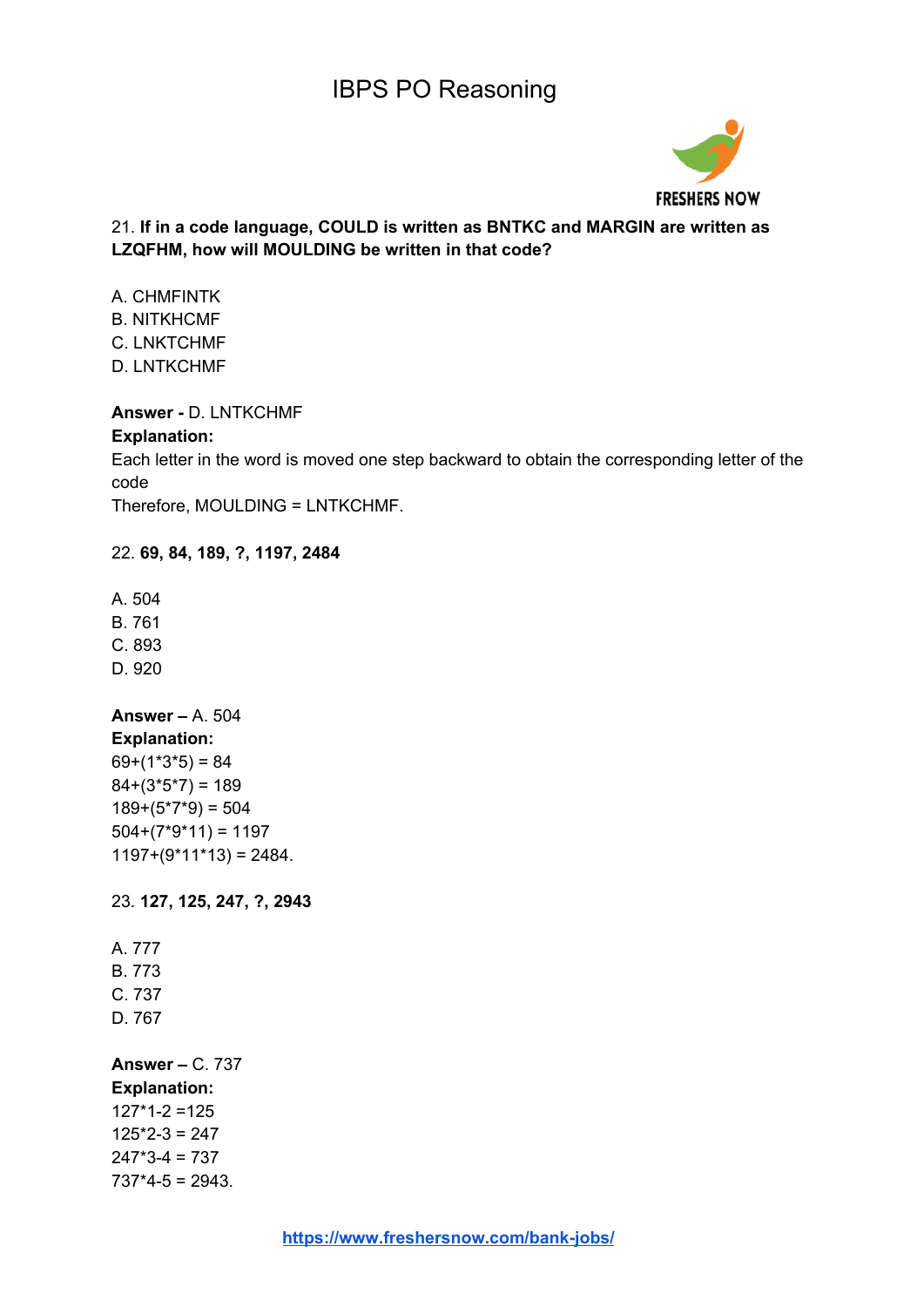21. **If in a code language, COULD is written as BNTKC and MARGIN are written as LZQFHM, how will MOULDING be written in that code?**

A. CHMFINTK
B. NITKHCMF
C. LNKTCHMF
D. LNTKCHMF

**Answer -** D. LNTKCHMF
**Explanation:**
Each letter in the word is moved one step backward to obtain the corresponding letter of the code
Therefore, MOULDING = LNTKCHMF.

22. **69, 84, 189, ?, 1197, 2484**

A. 504
B. 761
C. 893
D. 920

**Answer –** A. 504
**Explanation:**
69+(1*3*5) = 84
84+(3*5*7) = 189
189+(5*7*9) = 504
504+(7*9*11) = 1197
1197+(9*11*13) = 2484.

23. **127, 125, 247, ?, 2943**

A. 777
B. 773
C. 737
D. 767

**Answer –** C. 737
**Explanation:**
127*1-2 =125
125*2-3 = 247
247*3-4 = 737
737*4-5 = 2943.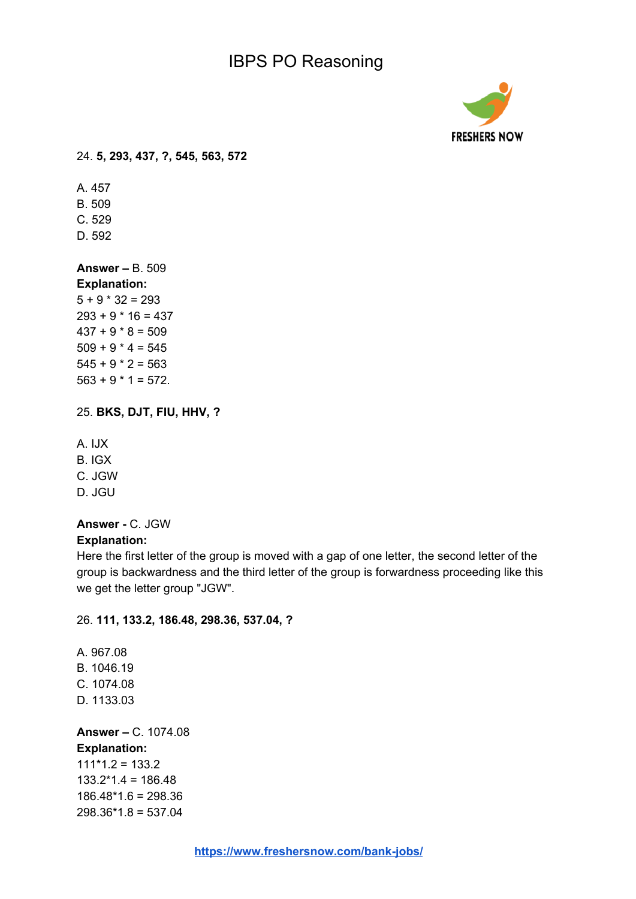24. **5, 293, 437, ?, 545, 563, 572**

A. 457
B. 509
C. 529
D. 592

**Answer –** B. 509
**Explanation:**
5 + 9 * 32 = 293
293 + 9 * 16 = 437
437 + 9 * 8 = 509
509 + 9 * 4 = 545
545 + 9 * 2 = 563
563 + 9 * 1 = 572.

25. **BKS, DJT, FIU, HHV, ?**

A. IJX
B. IGX
C. JGW
D. JGU

**Answer -** C. JGW
**Explanation:**
Here the first letter of the group is moved with a gap of one letter, the second letter of the group is backwardness and the third letter of the group is forwardness proceeding like this we get the letter group "JGW".

26. **111, 133.2, 186.48, 298.36, 537.04, ?**

A. 967.08
B. 1046.19
C. 1074.08
D. 1133.03

**Answer –** C. 1074.08
**Explanation:**
111*1.2 = 133.2
133.2*1.4 = 186.48
186.48*1.6 = 298.36
298.36*1.8 = 537.04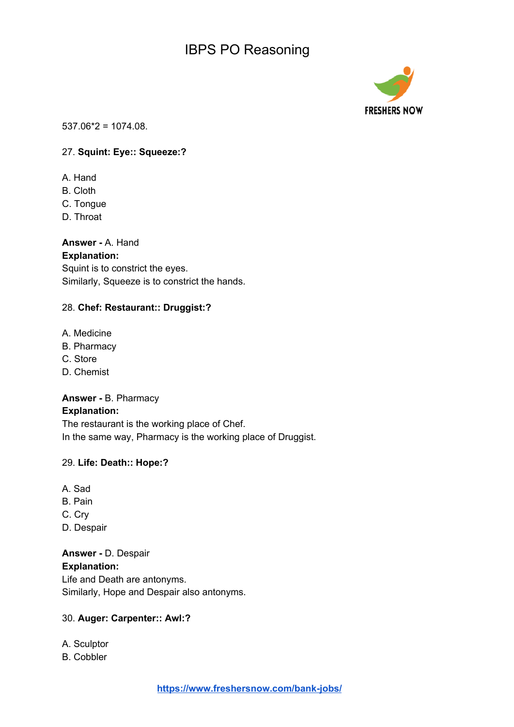537.06*2 = 1074.08.

27. **Squint: Eye:: Squeeze:?**

A. Hand
B. Cloth
C. Tongue
D. Throat

**Answer -** A. Hand
**Explanation:**
Squint is to constrict the eyes.
Similarly, Squeeze is to constrict the hands.

28. **Chef: Restaurant:: Druggist:?**

A. Medicine
B. Pharmacy
C. Store
D. Chemist

**Answer -** B. Pharmacy
**Explanation:**
The restaurant is the working place of Chef.
In the same way, Pharmacy is the working place of Druggist.

29. **Life: Death:: Hope:?**

A. Sad
B. Pain
C. Cry
D. Despair

**Answer -** D. Despair
**Explanation:**
Life and Death are antonyms.
Similarly, Hope and Despair also antonyms.

30. **Auger: Carpenter:: Awl:?**

A. Sculptor
B. Cobbler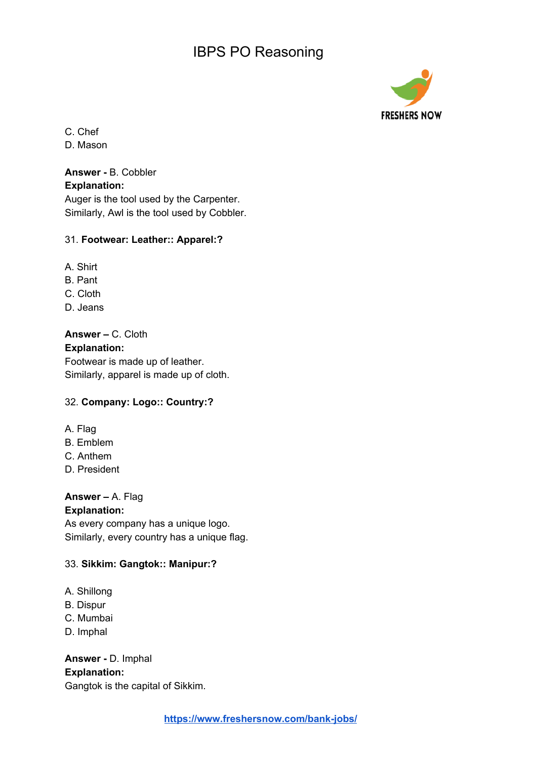C. Chef
D. Mason

**Answer -** B. Cobbler
**Explanation:**
Auger is the tool used by the Carpenter.
Similarly, Awl is the tool used by Cobbler.

31. **Footwear: Leather:: Apparel:?**

A. Shirt
B. Pant
C. Cloth
D. Jeans

**Answer –** C. Cloth
**Explanation:**
Footwear is made up of leather.
Similarly, apparel is made up of cloth.

32. **Company: Logo:: Country:?**

A. Flag
B. Emblem
C. Anthem
D. President

**Answer –** A. Flag
**Explanation:**
As every company has a unique logo.
Similarly, every country has a unique flag.

33. **Sikkim: Gangtok:: Manipur:?**

A. Shillong
B. Dispur
C. Mumbai
D. Imphal

**Answer -** D. Imphal
**Explanation:**
Gangtok is the capital of Sikkim.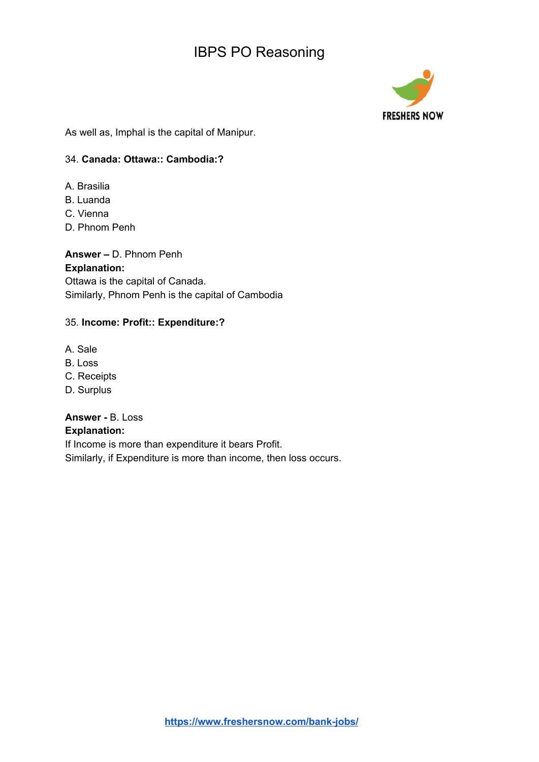As well as, Imphal is the capital of Manipur.

34. **Canada: Ottawa:: Cambodia:?**

A. Brasilia
B. Luanda
C. Vienna
D. Phnom Penh

**Answer –** D. Phnom Penh
**Explanation:**
Ottawa is the capital of Canada.
Similarly, Phnom Penh is the capital of Cambodia

35. **Income: Profit:: Expenditure:?**

A. Sale
B. Loss
C. Receipts
D. Surplus

**Answer -** B. Loss
**Explanation:**
If Income is more than expenditure it bears Profit.
Similarly, if Expenditure is more than income, then loss occurs.